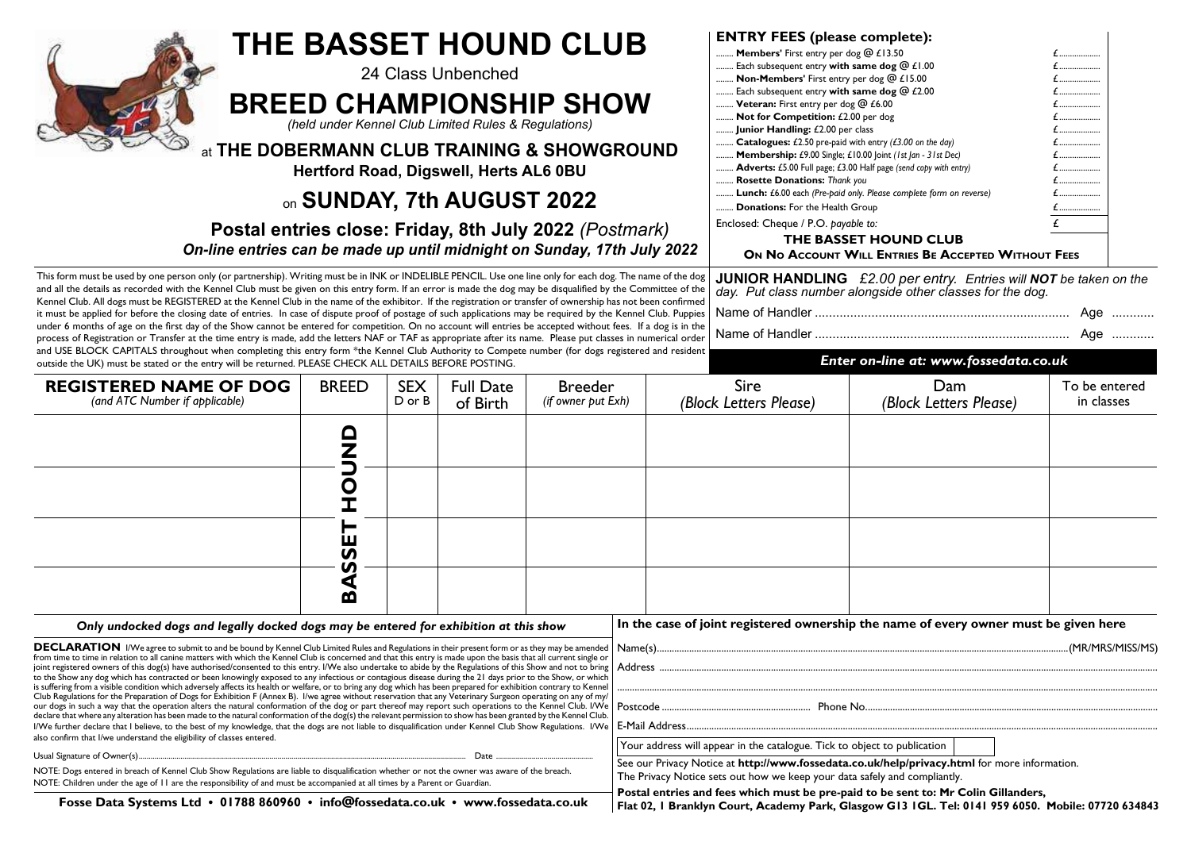# THE BASSET HOUND CLUB

24 Class Unbenched

# BREED CHAMPIONSHIP SHOW

*(held under Kennel Club Limited Rules & Regulations)*

at **THE DOBERMANN CLUB TRAINING & SHOWGROUND**

**Hertford Road, Digswell, Herts AL6 0BU**

on **SUNDAY, 7th AUGUST 2022**

**Postal entries close: Friday, 8th July 2022** *(Postmark)*

***On-line entries can be made up until midnight on Sunday, 17th July 2022***

## ENTRY FEES (please complete):

| | | |
|---|---|---|
| ........ | **Members'** First entry per dog @ £13.50 | £.................. |
| ........ | Each subsequent entry **with same dog** @ £1.00 | £.................. |
| ........ | **Non-Members'** First entry per dog @ £15.00 | £.................. |
| ........ | Each subsequent entry **with same dog** @ £2.00 | £.................. |
| ........ | **Veteran:** First entry per dog @ £6.00 | £.................. |
| ........ | **Not for Competition:** £2.00 per dog | £.................. |
| ........ | **Junior Handling:** £2.00 per class | £.................. |
| ........ | **Catalogues:** £2.50 pre-paid with entry *(£3.00 on the day)* | £.................. |
| ........ | **Membership:** £9.00 Single; £10.00 Joint *(1st Jan - 31st Dec)* | £.................. |
| ........ | **Adverts:** £5.00 Full page; £3.00 Half page *(send copy with entry)* | £.................. |
| ........ | **Rosette Donations:** *Thank you* | £.................. |
| ........ | **Lunch:** £6.00 each *(Pre-paid only. Please complete form on reverse)* | £.................. |
| ........ | **Donations:** For the Health Group | £.................. |
| | Enclosed: Cheque / P.O. *payable to:* | £ |

**THE BASSET HOUND CLUB**

**ON NO ACCOUNT WILL ENTRIES BE ACCEPTED WITHOUT FEES**

This form must be used by one person only (or partnership). Writing must be in INK or INDELIBLE PENCIL. Use one line only for each dog. The name of the dog and all the details as recorded with the Kennel Club must be given on this entry form. If an error is made the dog may be disqualified by the Committee of the Kennel Club. All dogs must be REGISTERED at the Kennel Club in the name of the exhibitor. If the registration or transfer of ownership has not been confirmed it must be applied for before the closing date of entries. In case of dispute proof of postage of such applications may be required by the Kennel Club. Puppies under 6 months of age on the first day of the Show cannot be entered for competition. On no account will entries be accepted without fees. If a dog is in the process of Registration or Transfer at the time entry is made, add the letters NAF or TAF as appropriate after its name. Please put classes in numerical order and USE BLOCK CAPITALS throughout when completing this entry form *the Kennel Club Authority to Compete number (for dogs registered and resident outside the UK) must be stated or the entry will be returned. PLEASE CHECK ALL DETAILS BEFORE POSTING.

**JUNIOR HANDLING** *£2.00 per entry. Entries will **NOT** be taken on the day. Put class number alongside other classes for the dog.*

Name of Handler ........................................................................ Age ............

Name of Handler ........................................................................ Age ............

***Enter on-line at: www.fossedata.co.uk***

| REGISTERED NAME OF DOG *(and ATC Number if applicable)* | BREED | SEX D or B | Full Date of Birth | Breeder *(if owner put Exh)* | Sire *(Block Letters Please)* | Dam *(Block Letters Please)* | To be entered in classes |
|---|---|---|---|---|---|---|---|
| | BASSET HOUND | | | | | | |
| | BASSET HOUND | | | | | | |
| | BASSET HOUND | | | | | | |
| | BASSET HOUND | | | | | | |

***Only undocked dogs and legally docked dogs may be entered for exhibition at this show***

**DECLARATION** I/We agree to submit to and be bound by Kennel Club Limited Rules and Regulations in their present form or as they may be amended from time to time in relation to all canine matters with which the Kennel Club is concerned and that this entry is made upon the basis that all current single or joint registered owners of this dog(s) have authorised/consented to this entry. I/We also undertake to abide by the Regulations of this Show and not to bring to the Show any dog which has contracted or been knowingly exposed to any infectious or contagious disease during the 21 days prior to the Show, or which is suffering from a visible condition which adversely affects its health or welfare, or to bring any dog which has been prepared for exhibition contrary to Kennel Club Regulations for the Preparation of Dogs for Exhibition F (Annex B). I/we agree without reservation that any Veterinary Surgeon operating on any of my/our dogs in such a way that the operation alters the natural conformation of the dog or part thereof may report such operations to the Kennel Club. I/We declare that where any alteration has been made to the natural conformation of the dog(s) the relevant permission to show has been granted by the Kennel Club. I/We further declare that I believe, to the best of my knowledge, that the dogs are not liable to disqualification under Kennel Club Show Regulations. I/We also confirm that I/we understand the eligibility of classes entered.

Usual Signature of Owner(s).................................................................................................................... Date .................................

NOTE: Dogs entered in breach of Kennel Club Show Regulations are liable to disqualification whether or not the owner was aware of the breach.
NOTE: Children under the age of 11 are the responsibility of and must be accompanied at all times by a Parent or Guardian.

**In the case of joint registered ownership the name of every owner must be given here**

Name(s)..................................................................................................................(MR/MRS/MISS/MS)

Address ...................................................................................................................................

...................................................................................................................................

Postcode ........................................ Phone No....................................................................

E-Mail Address...................................................................................................................................

Your address will appear in the catalogue. Tick to object to publication ☐

See our Privacy Notice at **http://www.fossedata.co.uk/help/privacy.html** for more information.
The Privacy Notice sets out how we keep your data safely and compliantly.

**Postal entries and fees which must be pre-paid to be sent to: Mr Colin Gillanders, Flat 02, 1 Branklyn Court, Academy Park, Glasgow G13 1GL. Tel: 0141 959 6050. Mobile: 07720 634843**

**Fosse Data Systems Ltd • 01788 860960 • info@fossedata.co.uk • www.fossedata.co.uk**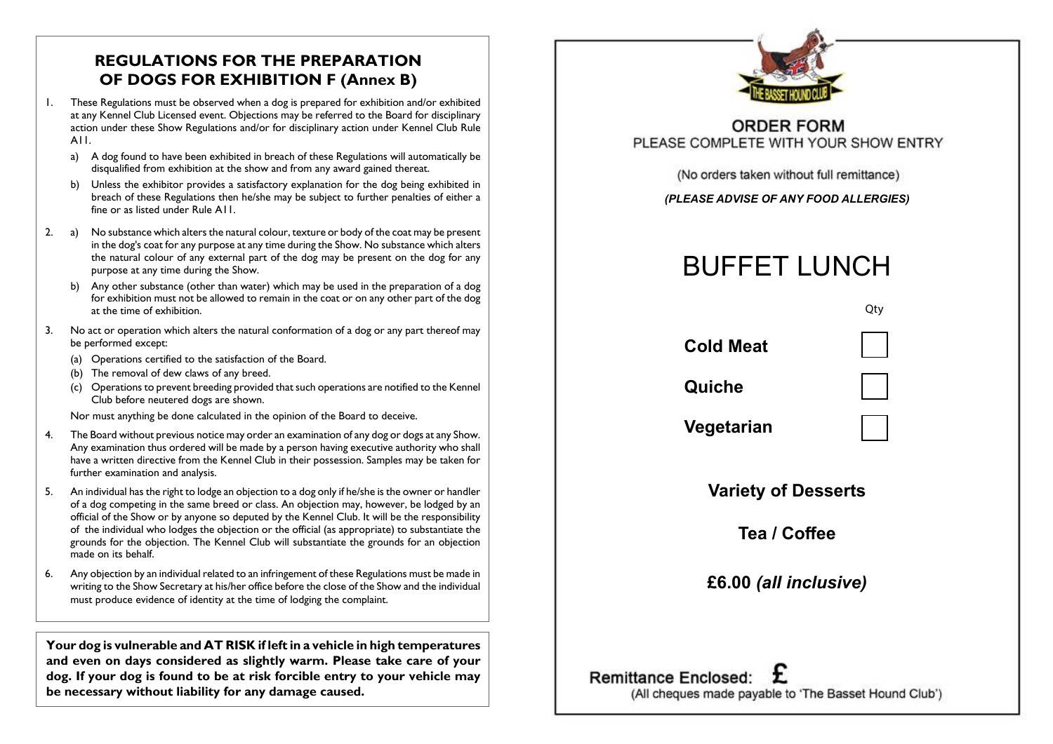## REGULATIONS FOR THE PREPARATION OF DOGS FOR EXHIBITION F (Annex B)

1. These Regulations must be observed when a dog is prepared for exhibition and/or exhibited at any Kennel Club Licensed event. Objections may be referred to the Board for disciplinary action under these Show Regulations and/or for disciplinary action under Kennel Club Rule A11.
   a) A dog found to have been exhibited in breach of these Regulations will automatically be disqualified from exhibition at the show and from any award gained thereat.
   b) Unless the exhibitor provides a satisfactory explanation for the dog being exhibited in breach of these Regulations then he/she may be subject to further penalties of either a fine or as listed under Rule A11.

2. a) No substance which alters the natural colour, texture or body of the coat may be present in the dog's coat for any purpose at any time during the Show. No substance which alters the natural colour of any external part of the dog may be present on the dog for any purpose at any time during the Show.
   b) Any other substance (other than water) which may be used in the preparation of a dog for exhibition must not be allowed to remain in the coat or on any other part of the dog at the time of exhibition.

3. No act or operation which alters the natural conformation of a dog or any part thereof may be performed except:
   (a) Operations certified to the satisfaction of the Board.
   (b) The removal of dew claws of any breed.
   (c) Operations to prevent breeding provided that such operations are notified to the Kennel Club before neutered dogs are shown.

   Nor must anything be done calculated in the opinion of the Board to deceive.

4. The Board without previous notice may order an examination of any dog or dogs at any Show. Any examination thus ordered will be made by a person having executive authority who shall have a written directive from the Kennel Club in their possession. Samples may be taken for further examination and analysis.

5. An individual has the right to lodge an objection to a dog only if he/she is the owner or handler of a dog competing in the same breed or class. An objection may, however, be lodged by an official of the Show or by anyone so deputed by the Kennel Club. It will be the responsibility of the individual who lodges the objection or the official (as appropriate) to substantiate the grounds for the objection. The Kennel Club will substantiate the grounds for an objection made on its behalf.

6. Any objection by an individual related to an infringement of these Regulations must be made in writing to the Show Secretary at his/her office before the close of the Show and the individual must produce evidence of identity at the time of lodging the complaint.

**Your dog is vulnerable and AT RISK if left in a vehicle in high temperatures and even on days considered as slightly warm. Please take care of your dog. If your dog is found to be at risk forcible entry to your vehicle may be necessary without liability for any damage caused.**

THE BASSET HOUND CLUB

## ORDER FORM
PLEASE COMPLETE WITH YOUR SHOW ENTRY

(No orders taken without full remittance)

***(PLEASE ADVISE OF ANY FOOD ALLERGIES)***

# BUFFET LUNCH

| | Qty |
|---|---|
| **Cold Meat** | |
| **Quiche** | |
| **Vegetarian** | |

**Variety of Desserts**

**Tea / Coffee**

**£6.00 *(all inclusive)***

Remittance Enclosed: £
(All cheques made payable to 'The Basset Hound Club')